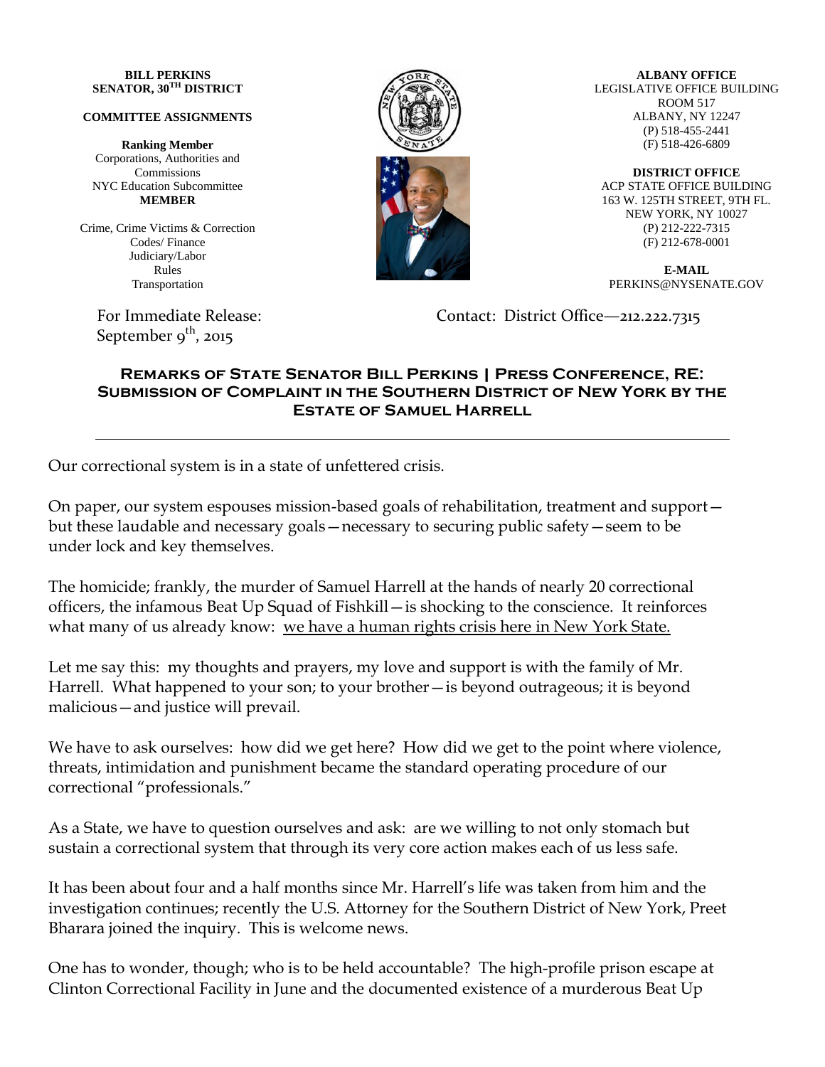**BILL PERKINS**
**SENATOR, 30TH DISTRICT**

**COMMITTEE ASSIGNMENTS**

**Ranking Member**
Corporations, Authorities and Commissions
NYC Education Subcommittee
**MEMBER**

Crime, Crime Victims & Correction
Codes/ Finance
Judiciary/Labor
Rules
Transportation

**ALBANY OFFICE**
LEGISLATIVE OFFICE BUILDING
ROOM 517
ALBANY, NY 12247
(P) 518-455-2441
(F) 518-426-6809

**DISTRICT OFFICE**
ACP STATE OFFICE BUILDING
163 W. 125TH STREET, 9TH FL.
NEW YORK, NY 10027
(P) 212-222-7315
(F) 212-678-0001

**E-MAIL**
PERKINS@NYSENATE.GOV

For Immediate Release:
September 9th, 2015

Contact: District Office—212.222.7315

## Remarks of State Senator Bill Perkins | Press Conference, RE: Submission of Complaint in the Southern District of New York by the Estate of Samuel Harrell

---

Our correctional system is in a state of unfettered crisis.

On paper, our system espouses mission-based goals of rehabilitation, treatment and support—but these laudable and necessary goals—necessary to securing public safety—seem to be under lock and key themselves.

The homicide; frankly, the murder of Samuel Harrell at the hands of nearly 20 correctional officers, the infamous Beat Up Squad of Fishkill—is shocking to the conscience. It reinforces what many of us already know: <u>we have a human rights crisis here in New York State.</u>

Let me say this: my thoughts and prayers, my love and support is with the family of Mr. Harrell. What happened to your son; to your brother—is beyond outrageous; it is beyond malicious—and justice will prevail.

We have to ask ourselves: how did we get here? How did we get to the point where violence, threats, intimidation and punishment became the standard operating procedure of our correctional "professionals."

As a State, we have to question ourselves and ask: are we willing to not only stomach but sustain a correctional system that through its very core action makes each of us less safe.

It has been about four and a half months since Mr. Harrell's life was taken from him and the investigation continues; recently the U.S. Attorney for the Southern District of New York, Preet Bharara joined the inquiry. This is welcome news.

One has to wonder, though; who is to be held accountable? The high-profile prison escape at Clinton Correctional Facility in June and the documented existence of a murderous Beat Up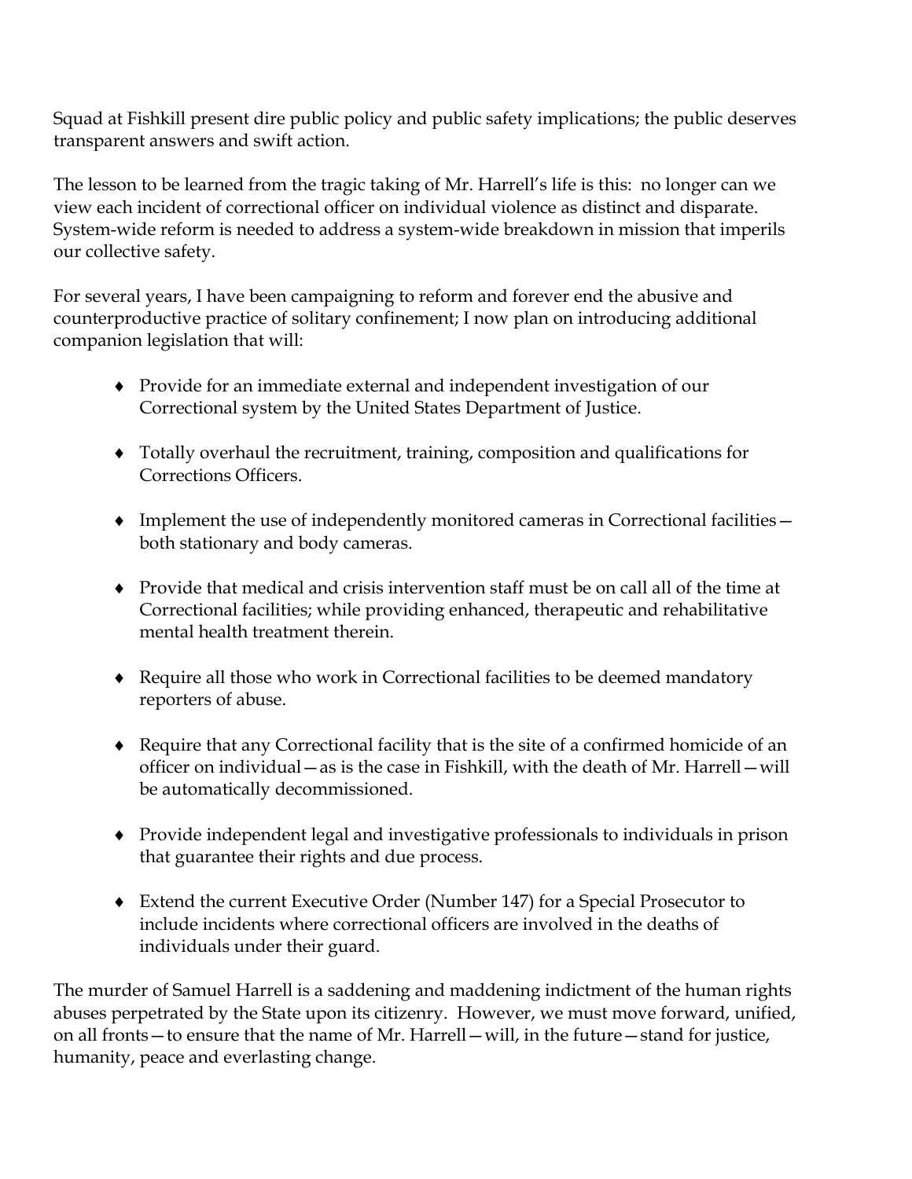Squad at Fishkill present dire public policy and public safety implications; the public deserves transparent answers and swift action.

The lesson to be learned from the tragic taking of Mr. Harrell's life is this: no longer can we view each incident of correctional officer on individual violence as distinct and disparate. System-wide reform is needed to address a system-wide breakdown in mission that imperils our collective safety.

For several years, I have been campaigning to reform and forever end the abusive and counterproductive practice of solitary confinement; I now plan on introducing additional companion legislation that will:

- Provide for an immediate external and independent investigation of our Correctional system by the United States Department of Justice.
- Totally overhaul the recruitment, training, composition and qualifications for Corrections Officers.
- Implement the use of independently monitored cameras in Correctional facilities—both stationary and body cameras.
- Provide that medical and crisis intervention staff must be on call all of the time at Correctional facilities; while providing enhanced, therapeutic and rehabilitative mental health treatment therein.
- Require all those who work in Correctional facilities to be deemed mandatory reporters of abuse.
- Require that any Correctional facility that is the site of a confirmed homicide of an officer on individual—as is the case in Fishkill, with the death of Mr. Harrell—will be automatically decommissioned.
- Provide independent legal and investigative professionals to individuals in prison that guarantee their rights and due process.
- Extend the current Executive Order (Number 147) for a Special Prosecutor to include incidents where correctional officers are involved in the deaths of individuals under their guard.

The murder of Samuel Harrell is a saddening and maddening indictment of the human rights abuses perpetrated by the State upon its citizenry. However, we must move forward, unified, on all fronts—to ensure that the name of Mr. Harrell—will, in the future—stand for justice, humanity, peace and everlasting change.